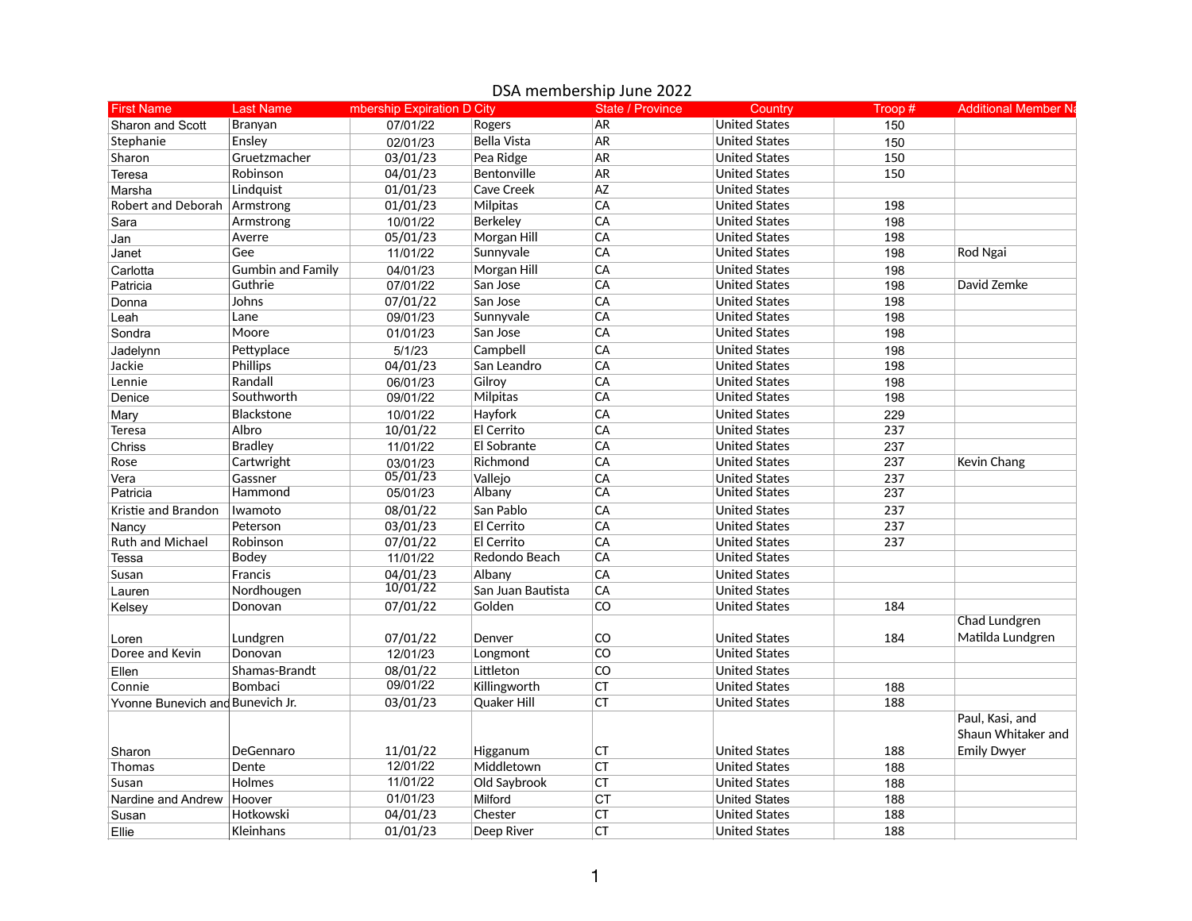# DSA membership June 2022

| First Name | Last Name | mbership Expiration D | City | State / Province | Country | Troop # | Additional Member Na |
|---|---|---|---|---|---|---|---|
| Sharon and Scott | Branyan | 07/01/22 | Rogers | AR | United States | 150 | |
| Stephanie | Ensley | 02/01/23 | Bella Vista | AR | United States | 150 | |
| Sharon | Gruetzmacher | 03/01/23 | Pea Ridge | AR | United States | 150 | |
| Teresa | Robinson | 04/01/23 | Bentonville | AR | United States | 150 | |
| Marsha | Lindquist | 01/01/23 | Cave Creek | AZ | United States | | |
| Robert and Deborah | Armstrong | 01/01/23 | Milpitas | CA | United States | 198 | |
| Sara | Armstrong | 10/01/22 | Berkeley | CA | United States | 198 | |
| Jan | Averre | 05/01/23 | Morgan Hill | CA | United States | 198 | |
| Janet | Gee | 11/01/22 | Sunnyvale | CA | United States | 198 | Rod Ngai |
| Carlotta | Gumbin and Family | 04/01/23 | Morgan Hill | CA | United States | 198 | |
| Patricia | Guthrie | 07/01/22 | San Jose | CA | United States | 198 | David Zemke |
| Donna | Johns | 07/01/22 | San Jose | CA | United States | 198 | |
| Leah | Lane | 09/01/23 | Sunnyvale | CA | United States | 198 | |
| Sondra | Moore | 01/01/23 | San Jose | CA | United States | 198 | |
| Jadelynn | Pettyplace | 5/1/23 | Campbell | CA | United States | 198 | |
| Jackie | Phillips | 04/01/23 | San Leandro | CA | United States | 198 | |
| Lennie | Randall | 06/01/23 | Gilroy | CA | United States | 198 | |
| Denice | Southworth | 09/01/22 | Milpitas | CA | United States | 198 | |
| Mary | Blackstone | 10/01/22 | Hayfork | CA | United States | 229 | |
| Teresa | Albro | 10/01/22 | El Cerrito | CA | United States | 237 | |
| Chriss | Bradley | 11/01/22 | El Sobrante | CA | United States | 237 | |
| Rose | Cartwright | 03/01/23 | Richmond | CA | United States | 237 | Kevin Chang |
| Vera | Gassner | 05/01/23 | Vallejo | CA | United States | 237 | |
| Patricia | Hammond | 05/01/23 | Albany | CA | United States | 237 | |
| Kristie and Brandon | Iwamoto | 08/01/22 | San Pablo | CA | United States | 237 | |
| Nancy | Peterson | 03/01/23 | El Cerrito | CA | United States | 237 | |
| Ruth and Michael | Robinson | 07/01/22 | El Cerrito | CA | United States | 237 | |
| Tessa | Bodey | 11/01/22 | Redondo Beach | CA | United States | | |
| Susan | Francis | 04/01/23 | Albany | CA | United States | | |
| Lauren | Nordhougen | 10/01/22 | San Juan Bautista | CA | United States | | |
| Kelsey | Donovan | 07/01/22 | Golden | CO | United States | 184 | |
| Loren | Lundgren | 07/01/22 | Denver | CO | United States | 184 | Chad Lundgren Matilda Lundgren |
| Doree and Kevin | Donovan | 12/01/23 | Longmont | CO | United States | | |
| Ellen | Shamas-Brandt | 08/01/22 | Littleton | CO | United States | | |
| Connie | Bombaci | 09/01/22 | Killingworth | CT | United States | 188 | |
| Yvonne Bunevich and | Bunevich Jr. | 03/01/23 | Quaker Hill | CT | United States | 188 | |
| Sharon | DeGennaro | 11/01/22 | Higganum | CT | United States | 188 | Paul, Kasi, and Shaun Whitaker and Emily Dwyer |
| Thomas | Dente | 12/01/22 | Middletown | CT | United States | 188 | |
| Susan | Holmes | 11/01/22 | Old Saybrook | CT | United States | 188 | |
| Nardine and Andrew | Hoover | 01/01/23 | Milford | CT | United States | 188 | |
| Susan | Hotkowski | 04/01/23 | Chester | CT | United States | 188 | |
| Ellie | Kleinhans | 01/01/23 | Deep River | CT | United States | 188 | |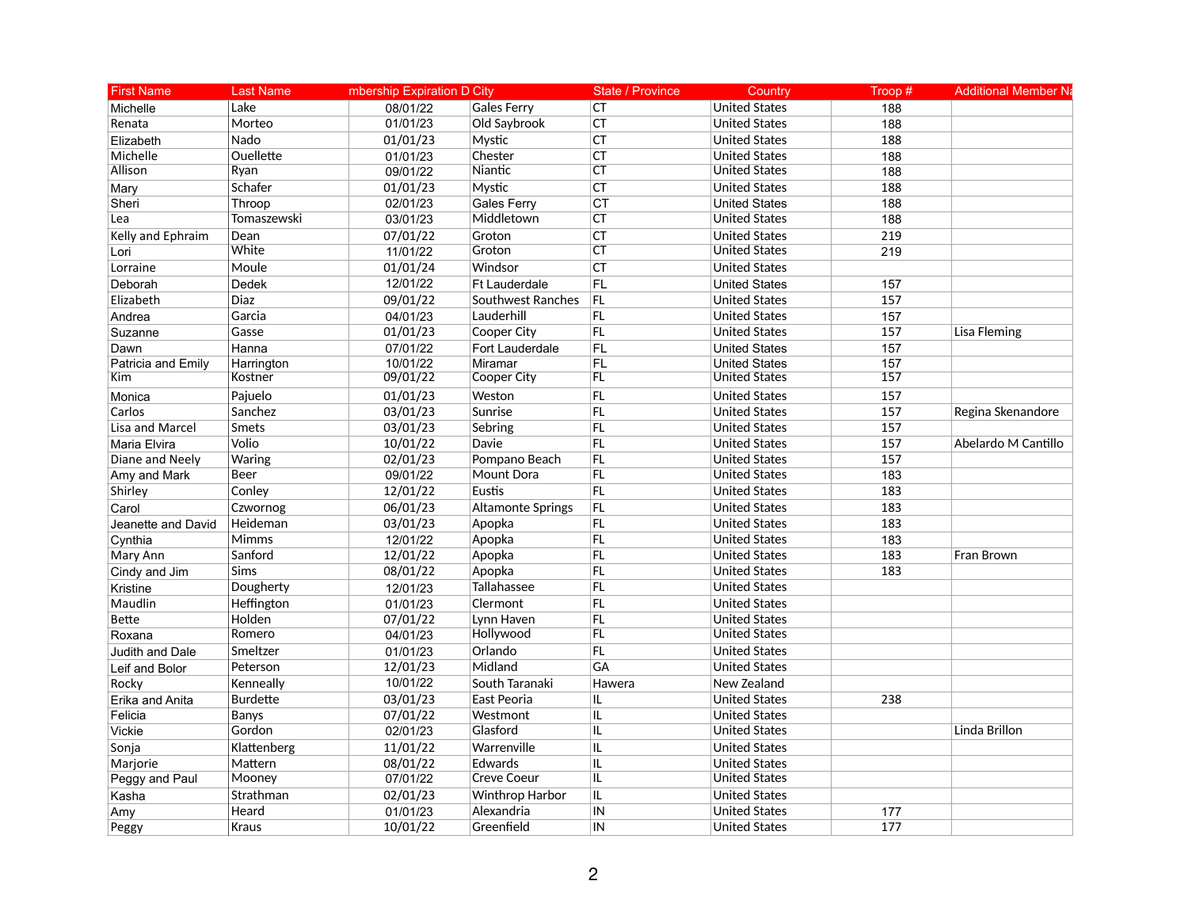| First Name | Last Name | mbership Expiration D | City | State / Province | Country | Troop # | Additional Member Na |
|---|---|---|---|---|---|---|---|
| Michelle | Lake | 08/01/22 | Gales Ferry | CT | United States | 188 | |
| Renata | Morteo | 01/01/23 | Old Saybrook | CT | United States | 188 | |
| Elizabeth | Nado | 01/01/23 | Mystic | CT | United States | 188 | |
| Michelle | Ouellette | 01/01/23 | Chester | CT | United States | 188 | |
| Allison | Ryan | 09/01/22 | Niantic | CT | United States | 188 | |
| Mary | Schafer | 01/01/23 | Mystic | CT | United States | 188 | |
| Sheri | Throop | 02/01/23 | Gales Ferry | CT | United States | 188 | |
| Lea | Tomaszewski | 03/01/23 | Middletown | CT | United States | 188 | |
| Kelly and Ephraim | Dean | 07/01/22 | Groton | CT | United States | 219 | |
| Lori | White | 11/01/22 | Groton | CT | United States | 219 | |
| Lorraine | Moule | 01/01/24 | Windsor | CT | United States | | |
| Deborah | Dedek | 12/01/22 | Ft Lauderdale | FL | United States | 157 | |
| Elizabeth | Diaz | 09/01/22 | Southwest Ranches | FL | United States | 157 | |
| Andrea | Garcia | 04/01/23 | Lauderhill | FL | United States | 157 | |
| Suzanne | Gasse | 01/01/23 | Cooper City | FL | United States | 157 | Lisa Fleming |
| Dawn | Hanna | 07/01/22 | Fort Lauderdale | FL | United States | 157 | |
| Patricia and Emily | Harrington | 10/01/22 | Miramar | FL | United States | 157 | |
| Kim | Kostner | 09/01/22 | Cooper City | FL | United States | 157 | |
| Monica | Pajuelo | 01/01/23 | Weston | FL | United States | 157 | |
| Carlos | Sanchez | 03/01/23 | Sunrise | FL | United States | 157 | Regina Skenandore |
| Lisa and Marcel | Smets | 03/01/23 | Sebring | FL | United States | 157 | |
| Maria Elvira | Volio | 10/01/22 | Davie | FL | United States | 157 | Abelardo M Cantillo |
| Diane and Neely | Waring | 02/01/23 | Pompano Beach | FL | United States | 157 | |
| Amy and Mark | Beer | 09/01/22 | Mount Dora | FL | United States | 183 | |
| Shirley | Conley | 12/01/22 | Eustis | FL | United States | 183 | |
| Carol | Czwornog | 06/01/23 | Altamonte Springs | FL | United States | 183 | |
| Jeanette and David | Heideman | 03/01/23 | Apopka | FL | United States | 183 | |
| Cynthia | Mimms | 12/01/22 | Apopka | FL | United States | 183 | |
| Mary Ann | Sanford | 12/01/22 | Apopka | FL | United States | 183 | Fran Brown |
| Cindy and Jim | Sims | 08/01/22 | Apopka | FL | United States | 183 | |
| Kristine | Dougherty | 12/01/23 | Tallahassee | FL | United States | | |
| Maudlin | Heffington | 01/01/23 | Clermont | FL | United States | | |
| Bette | Holden | 07/01/22 | Lynn Haven | FL | United States | | |
| Roxana | Romero | 04/01/23 | Hollywood | FL | United States | | |
| Judith and Dale | Smeltzer | 01/01/23 | Orlando | FL | United States | | |
| Leif and Bolor | Peterson | 12/01/23 | Midland | GA | United States | | |
| Rocky | Kenneally | 10/01/22 | South Taranaki | Hawera | New Zealand | | |
| Erika and Anita | Burdette | 03/01/23 | East Peoria | IL | United States | 238 | |
| Felicia | Banys | 07/01/22 | Westmont | IL | United States | | |
| Vickie | Gordon | 02/01/23 | Glasford | IL | United States | | Linda Brillon |
| Sonja | Klattenberg | 11/01/22 | Warrenville | IL | United States | | |
| Marjorie | Mattern | 08/01/22 | Edwards | IL | United States | | |
| Peggy and Paul | Mooney | 07/01/22 | Creve Coeur | IL | United States | | |
| Kasha | Strathman | 02/01/23 | Winthrop Harbor | IL | United States | | |
| Amy | Heard | 01/01/23 | Alexandria | IN | United States | 177 | |
| Peggy | Kraus | 10/01/22 | Greenfield | IN | United States | 177 | |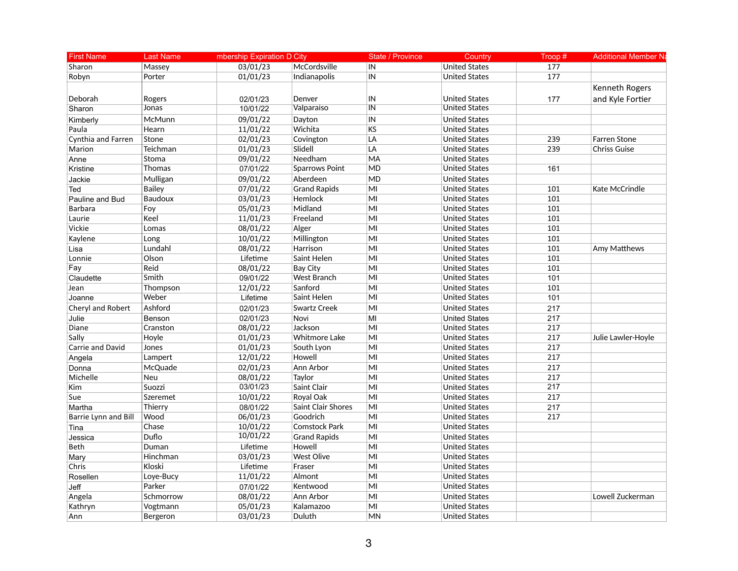| First Name | Last Name | mbership Expiration D | City | State / Province | Country | Troop # | Additional Member Na |
|---|---|---|---|---|---|---|---|
| Sharon | Massey | 03/01/23 | McCordsville | IN | United States | 177 | |
| Robyn | Porter | 01/01/23 | Indianapolis | IN | United States | 177 | |
| Deborah | Rogers | 02/01/23 | Denver | IN | United States | 177 | Kenneth Rogers and Kyle Fortier |
| Sharon | Jonas | 10/01/22 | Valparaiso | IN | United States | | |
| Kimberly | McMunn | 09/01/22 | Dayton | IN | United States | | |
| Paula | Hearn | 11/01/22 | Wichita | KS | United States | | |
| Cynthia and Farren | Stone | 02/01/23 | Covington | LA | United States | 239 | Farren Stone |
| Marion | Teichman | 01/01/23 | Slidell | LA | United States | 239 | Chriss Guise |
| Anne | Stoma | 09/01/22 | Needham | MA | United States | | |
| Kristine | Thomas | 07/01/22 | Sparrows Point | MD | United States | 161 | |
| Jackie | Mulligan | 09/01/22 | Aberdeen | MD | United States | | |
| Ted | Bailey | 07/01/22 | Grand Rapids | MI | United States | 101 | Kate McCrindle |
| Pauline and Bud | Baudoux | 03/01/23 | Hemlock | MI | United States | 101 | |
| Barbara | Foy | 05/01/23 | Midland | MI | United States | 101 | |
| Laurie | Keel | 11/01/23 | Freeland | MI | United States | 101 | |
| Vickie | Lomas | 08/01/22 | Alger | MI | United States | 101 | |
| Kaylene | Long | 10/01/22 | Millington | MI | United States | 101 | |
| Lisa | Lundahl | 08/01/22 | Harrison | MI | United States | 101 | Amy Matthews |
| Lonnie | Olson | Lifetime | Saint Helen | MI | United States | 101 | |
| Fay | Reid | 08/01/22 | Bay City | MI | United States | 101 | |
| Claudette | Smith | 09/01/22 | West Branch | MI | United States | 101 | |
| Jean | Thompson | 12/01/22 | Sanford | MI | United States | 101 | |
| Joanne | Weber | Lifetime | Saint Helen | MI | United States | 101 | |
| Cheryl and Robert | Ashford | 02/01/23 | Swartz Creek | MI | United States | 217 | |
| Julie | Benson | 02/01/23 | Novi | MI | United States | 217 | |
| Diane | Cranston | 08/01/22 | Jackson | MI | United States | 217 | |
| Sally | Hoyle | 01/01/23 | Whitmore Lake | MI | United States | 217 | Julie Lawler-Hoyle |
| Carrie and David | Jones | 01/01/23 | South Lyon | MI | United States | 217 | |
| Angela | Lampert | 12/01/22 | Howell | MI | United States | 217 | |
| Donna | McQuade | 02/01/23 | Ann Arbor | MI | United States | 217 | |
| Michelle | Neu | 08/01/22 | Taylor | MI | United States | 217 | |
| Kim | Suozzi | 03/01/23 | Saint Clair | MI | United States | 217 | |
| Sue | Szeremet | 10/01/22 | Royal Oak | MI | United States | 217 | |
| Martha | Thierry | 08/01/22 | Saint Clair Shores | MI | United States | 217 | |
| Barrie Lynn and Bill | Wood | 06/01/23 | Goodrich | MI | United States | 217 | |
| Tina | Chase | 10/01/22 | Comstock Park | MI | United States | | |
| Jessica | Duflo | 10/01/22 | Grand Rapids | MI | United States | | |
| Beth | Duman | Lifetime | Howell | MI | United States | | |
| Mary | Hinchman | 03/01/23 | West Olive | MI | United States | | |
| Chris | Kloski | Lifetime | Fraser | MI | United States | | |
| Rosellen | Loye-Bucy | 11/01/22 | Almont | MI | United States | | |
| Jeff | Parker | 07/01/22 | Kentwood | MI | United States | | |
| Angela | Schmorrow | 08/01/22 | Ann Arbor | MI | United States | | Lowell Zuckerman |
| Kathryn | Vogtmann | 05/01/23 | Kalamazoo | MI | United States | | |
| Ann | Bergeron | 03/01/23 | Duluth | MN | United States | | |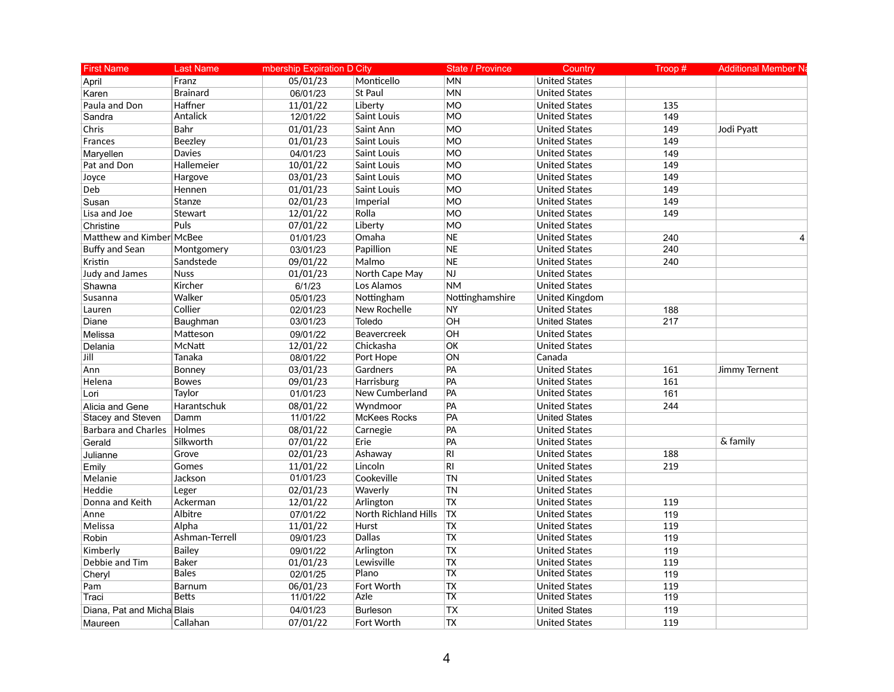| First Name | Last Name | mbership Expiration D | City | State / Province | Country | Troop # | Additional Member Na |
|---|---|---|---|---|---|---|---|
| April | Franz | 05/01/23 | Monticello | MN | United States | | |
| Karen | Brainard | 06/01/23 | St Paul | MN | United States | | |
| Paula and Don | Haffner | 11/01/22 | Liberty | MO | United States | 135 | |
| Sandra | Antalick | 12/01/22 | Saint Louis | MO | United States | 149 | |
| Chris | Bahr | 01/01/23 | Saint Ann | MO | United States | 149 | Jodi Pyatt |
| Frances | Beezley | 01/01/23 | Saint Louis | MO | United States | 149 | |
| Maryellen | Davies | 04/01/23 | Saint Louis | MO | United States | 149 | |
| Pat and Don | Hallemeier | 10/01/22 | Saint Louis | MO | United States | 149 | |
| Joyce | Hargove | 03/01/23 | Saint Louis | MO | United States | 149 | |
| Deb | Hennen | 01/01/23 | Saint Louis | MO | United States | 149 | |
| Susan | Stanze | 02/01/23 | Imperial | MO | United States | 149 | |
| Lisa and Joe | Stewart | 12/01/22 | Rolla | MO | United States | 149 | |
| Christine | Puls | 07/01/22 | Liberty | MO | United States | | |
| Matthew and Kimber | McBee | 01/01/23 | Omaha | NE | United States | 240 | 4 |
| Buffy and Sean | Montgomery | 03/01/23 | Papillion | NE | United States | 240 | |
| Kristin | Sandstede | 09/01/22 | Malmo | NE | United States | 240 | |
| Judy and James | Nuss | 01/01/23 | North Cape May | NJ | United States | | |
| Shawna | Kircher | 6/1/23 | Los Alamos | NM | United States | | |
| Susanna | Walker | 05/01/23 | Nottingham | Nottinghamshire | United Kingdom | | |
| Lauren | Collier | 02/01/23 | New Rochelle | NY | United States | 188 | |
| Diane | Baughman | 03/01/23 | Toledo | OH | United States | 217 | |
| Melissa | Matteson | 09/01/22 | Beavercreek | OH | United States | | |
| Delania | McNatt | 12/01/22 | Chickasha | OK | United States | | |
| Jill | Tanaka | 08/01/22 | Port Hope | ON | Canada | | |
| Ann | Bonney | 03/01/23 | Gardners | PA | United States | 161 | Jimmy Ternent |
| Helena | Bowes | 09/01/23 | Harrisburg | PA | United States | 161 | |
| Lori | Taylor | 01/01/23 | New Cumberland | PA | United States | 161 | |
| Alicia and Gene | Harantschuk | 08/01/22 | Wyndmoor | PA | United States | 244 | |
| Stacey and Steven | Damm | 11/01/22 | McKees Rocks | PA | United States | | |
| Barbara and Charles | Holmes | 08/01/22 | Carnegie | PA | United States | | |
| Gerald | Silkworth | 07/01/22 | Erie | PA | United States | | & family |
| Julianne | Grove | 02/01/23 | Ashaway | RI | United States | 188 | |
| Emily | Gomes | 11/01/22 | Lincoln | RI | United States | 219 | |
| Melanie | Jackson | 01/01/23 | Cookeville | TN | United States | | |
| Heddie | Leger | 02/01/23 | Waverly | TN | United States | | |
| Donna and Keith | Ackerman | 12/01/22 | Arlington | TX | United States | 119 | |
| Anne | Albitre | 07/01/22 | North Richland Hills | TX | United States | 119 | |
| Melissa | Alpha | 11/01/22 | Hurst | TX | United States | 119 | |
| Robin | Ashman-Terrell | 09/01/23 | Dallas | TX | United States | 119 | |
| Kimberly | Bailey | 09/01/22 | Arlington | TX | United States | 119 | |
| Debbie and Tim | Baker | 01/01/23 | Lewisville | TX | United States | 119 | |
| Cheryl | Bales | 02/01/25 | Plano | TX | United States | 119 | |
| Pam | Barnum | 06/01/23 | Fort Worth | TX | United States | 119 | |
| Traci | Betts | 11/01/22 | Azle | TX | United States | 119 | |
| Diana, Pat and Micha | Blais | 04/01/23 | Burleson | TX | United States | 119 | |
| Maureen | Callahan | 07/01/22 | Fort Worth | TX | United States | 119 | |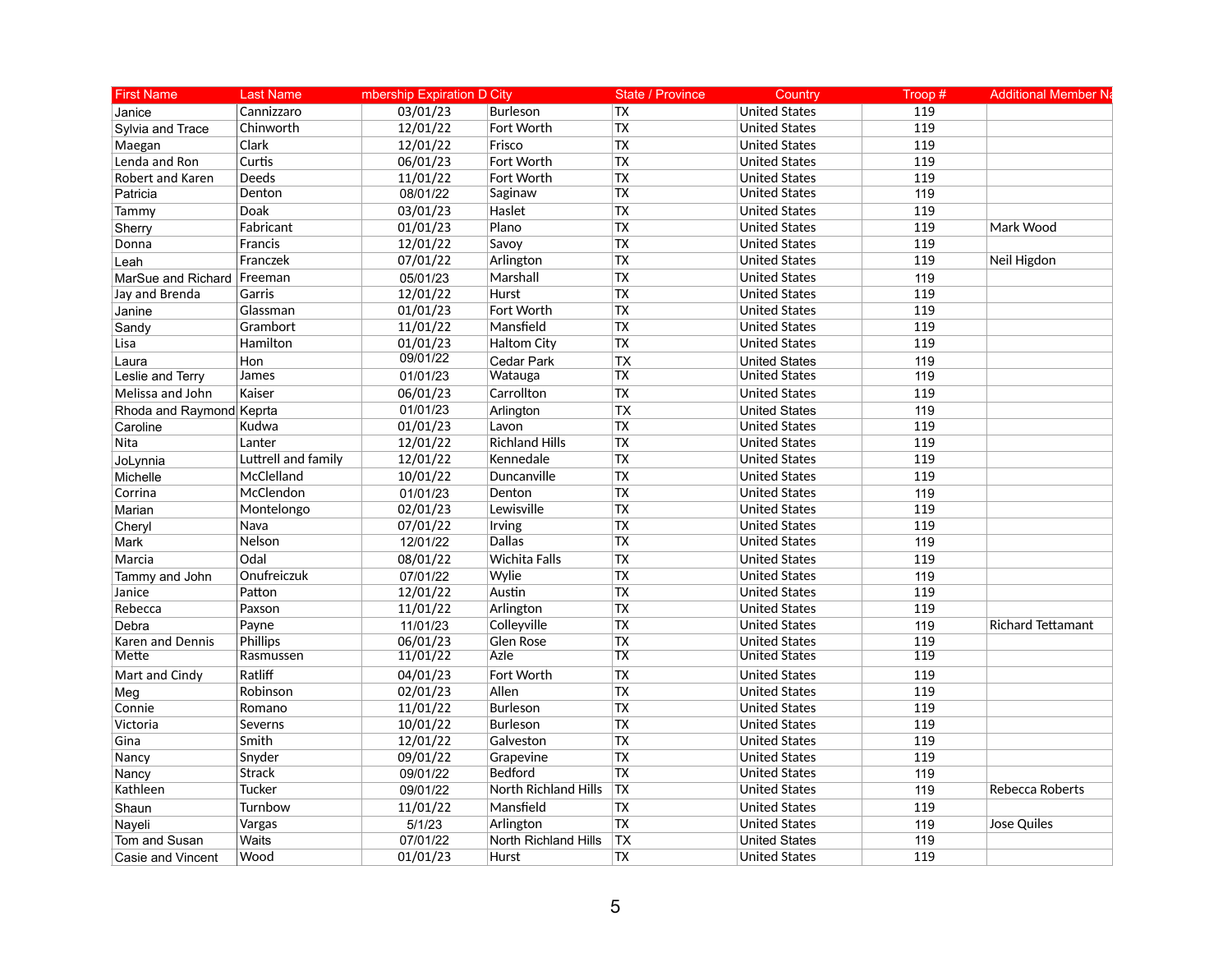| First Name | Last Name | mbership Expiration D | City | State / Province | Country | Troop # | Additional Member Na |
|---|---|---|---|---|---|---|---|
| Janice | Cannizzaro | 03/01/23 | Burleson | TX | United States | 119 | |
| Sylvia and Trace | Chinworth | 12/01/22 | Fort Worth | TX | United States | 119 | |
| Maegan | Clark | 12/01/22 | Frisco | TX | United States | 119 | |
| Lenda and Ron | Curtis | 06/01/23 | Fort Worth | TX | United States | 119 | |
| Robert and Karen | Deeds | 11/01/22 | Fort Worth | TX | United States | 119 | |
| Patricia | Denton | 08/01/22 | Saginaw | TX | United States | 119 | |
| Tammy | Doak | 03/01/23 | Haslet | TX | United States | 119 | |
| Sherry | Fabricant | 01/01/23 | Plano | TX | United States | 119 | Mark Wood |
| Donna | Francis | 12/01/22 | Savoy | TX | United States | 119 | |
| Leah | Franczek | 07/01/22 | Arlington | TX | United States | 119 | Neil Higdon |
| MarSue and Richard | Freeman | 05/01/23 | Marshall | TX | United States | 119 | |
| Jay and Brenda | Garris | 12/01/22 | Hurst | TX | United States | 119 | |
| Janine | Glassman | 01/01/23 | Fort Worth | TX | United States | 119 | |
| Sandy | Grambort | 11/01/22 | Mansfield | TX | United States | 119 | |
| Lisa | Hamilton | 01/01/23 | Haltom City | TX | United States | 119 | |
| Laura | Hon | 09/01/22 | Cedar Park | TX | United States | 119 | |
| Leslie and Terry | James | 01/01/23 | Watauga | TX | United States | 119 | |
| Melissa and John | Kaiser | 06/01/23 | Carrollton | TX | United States | 119 | |
| Rhoda and Raymond | Keprta | 01/01/23 | Arlington | TX | United States | 119 | |
| Caroline | Kudwa | 01/01/23 | Lavon | TX | United States | 119 | |
| Nita | Lanter | 12/01/22 | Richland Hills | TX | United States | 119 | |
| JoLynnia | Luttrell and family | 12/01/22 | Kennedale | TX | United States | 119 | |
| Michelle | McClelland | 10/01/22 | Duncanville | TX | United States | 119 | |
| Corrina | McClendon | 01/01/23 | Denton | TX | United States | 119 | |
| Marian | Montelongo | 02/01/23 | Lewisville | TX | United States | 119 | |
| Cheryl | Nava | 07/01/22 | Irving | TX | United States | 119 | |
| Mark | Nelson | 12/01/22 | Dallas | TX | United States | 119 | |
| Marcia | Odal | 08/01/22 | Wichita Falls | TX | United States | 119 | |
| Tammy and John | Onufreiczuk | 07/01/22 | Wylie | TX | United States | 119 | |
| Janice | Patton | 12/01/22 | Austin | TX | United States | 119 | |
| Rebecca | Paxson | 11/01/22 | Arlington | TX | United States | 119 | |
| Debra | Payne | 11/01/23 | Colleyville | TX | United States | 119 | Richard Tettamant |
| Karen and Dennis | Phillips | 06/01/23 | Glen Rose | TX | United States | 119 | |
| Mette | Rasmussen | 11/01/22 | Azle | TX | United States | 119 | |
| Mart and Cindy | Ratliff | 04/01/23 | Fort Worth | TX | United States | 119 | |
| Meg | Robinson | 02/01/23 | Allen | TX | United States | 119 | |
| Connie | Romano | 11/01/22 | Burleson | TX | United States | 119 | |
| Victoria | Severns | 10/01/22 | Burleson | TX | United States | 119 | |
| Gina | Smith | 12/01/22 | Galveston | TX | United States | 119 | |
| Nancy | Snyder | 09/01/22 | Grapevine | TX | United States | 119 | |
| Nancy | Strack | 09/01/22 | Bedford | TX | United States | 119 | |
| Kathleen | Tucker | 09/01/22 | North Richland Hills | TX | United States | 119 | Rebecca Roberts |
| Shaun | Turnbow | 11/01/22 | Mansfield | TX | United States | 119 | |
| Nayeli | Vargas | 5/1/23 | Arlington | TX | United States | 119 | Jose Quiles |
| Tom and Susan | Waits | 07/01/22 | North Richland Hills | TX | United States | 119 | |
| Casie and Vincent | Wood | 01/01/23 | Hurst | TX | United States | 119 | |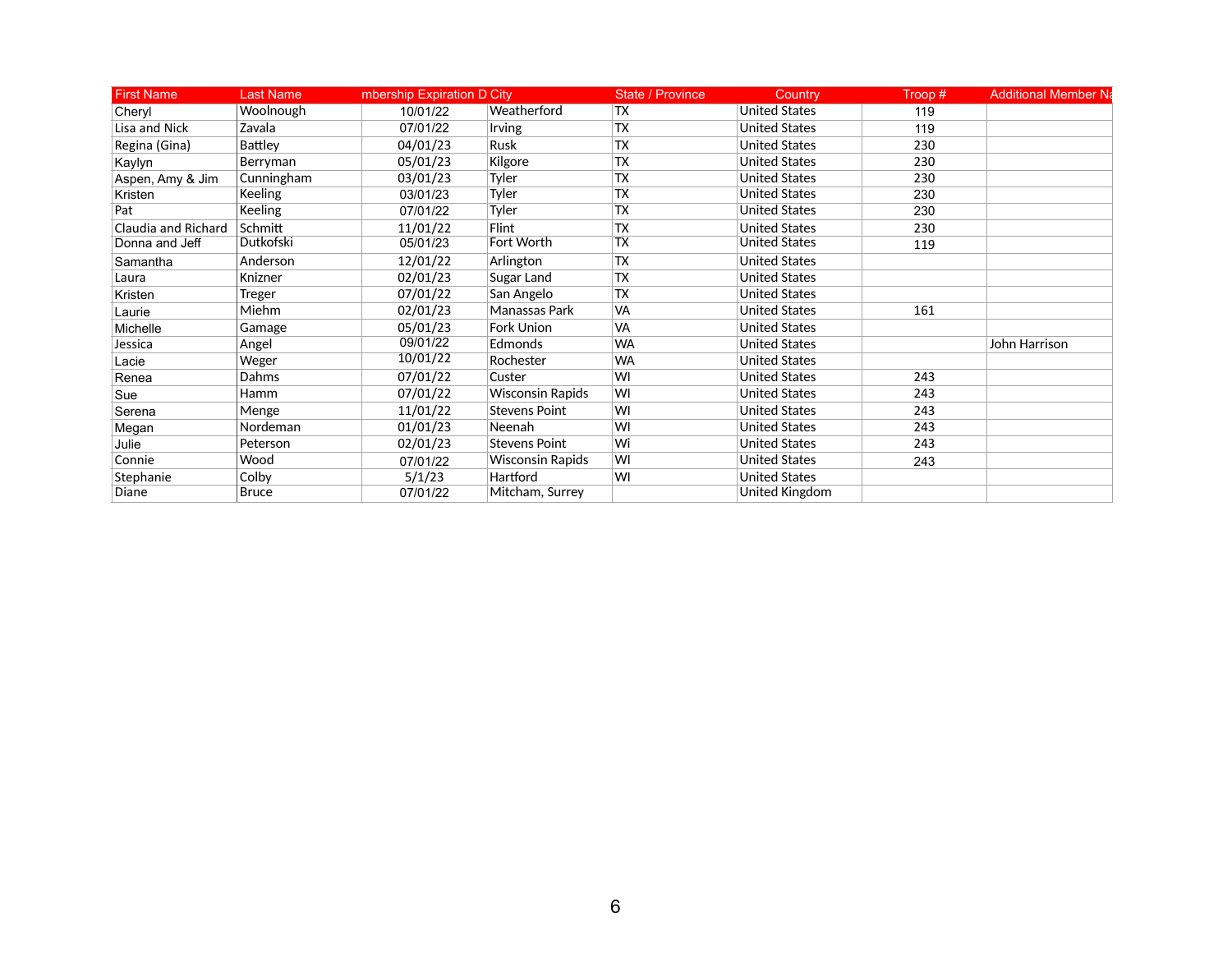| First Name | Last Name | mbership Expiration D | City | State / Province | Country | Troop # | Additional Member Na |
|---|---|---|---|---|---|---|---|
| Cheryl | Woolnough | 10/01/22 | Weatherford | TX | United States | 119 | |
| Lisa and Nick | Zavala | 07/01/22 | Irving | TX | United States | 119 | |
| Regina (Gina) | Battley | 04/01/23 | Rusk | TX | United States | 230 | |
| Kaylyn | Berryman | 05/01/23 | Kilgore | TX | United States | 230 | |
| Aspen, Amy & Jim | Cunningham | 03/01/23 | Tyler | TX | United States | 230 | |
| Kristen | Keeling | 03/01/23 | Tyler | TX | United States | 230 | |
| Pat | Keeling | 07/01/22 | Tyler | TX | United States | 230 | |
| Claudia and Richard | Schmitt | 11/01/22 | Flint | TX | United States | 230 | |
| Donna and Jeff | Dutkofski | 05/01/23 | Fort Worth | TX | United States | 119 | |
| Samantha | Anderson | 12/01/22 | Arlington | TX | United States | | |
| Laura | Knizner | 02/01/23 | Sugar Land | TX | United States | | |
| Kristen | Treger | 07/01/22 | San Angelo | TX | United States | | |
| Laurie | Miehm | 02/01/23 | Manassas Park | VA | United States | 161 | |
| Michelle | Gamage | 05/01/23 | Fork Union | VA | United States | | |
| Jessica | Angel | 09/01/22 | Edmonds | WA | United States | | John Harrison |
| Lacie | Weger | 10/01/22 | Rochester | WA | United States | | |
| Renea | Dahms | 07/01/22 | Custer | WI | United States | 243 | |
| Sue | Hamm | 07/01/22 | Wisconsin Rapids | WI | United States | 243 | |
| Serena | Menge | 11/01/22 | Stevens Point | WI | United States | 243 | |
| Megan | Nordeman | 01/01/23 | Neenah | WI | United States | 243 | |
| Julie | Peterson | 02/01/23 | Stevens Point | Wi | United States | 243 | |
| Connie | Wood | 07/01/22 | Wisconsin Rapids | WI | United States | 243 | |
| Stephanie | Colby | 5/1/23 | Hartford | WI | United States | | |
| Diane | Bruce | 07/01/22 | Mitcham, Surrey | | United Kingdom | | |